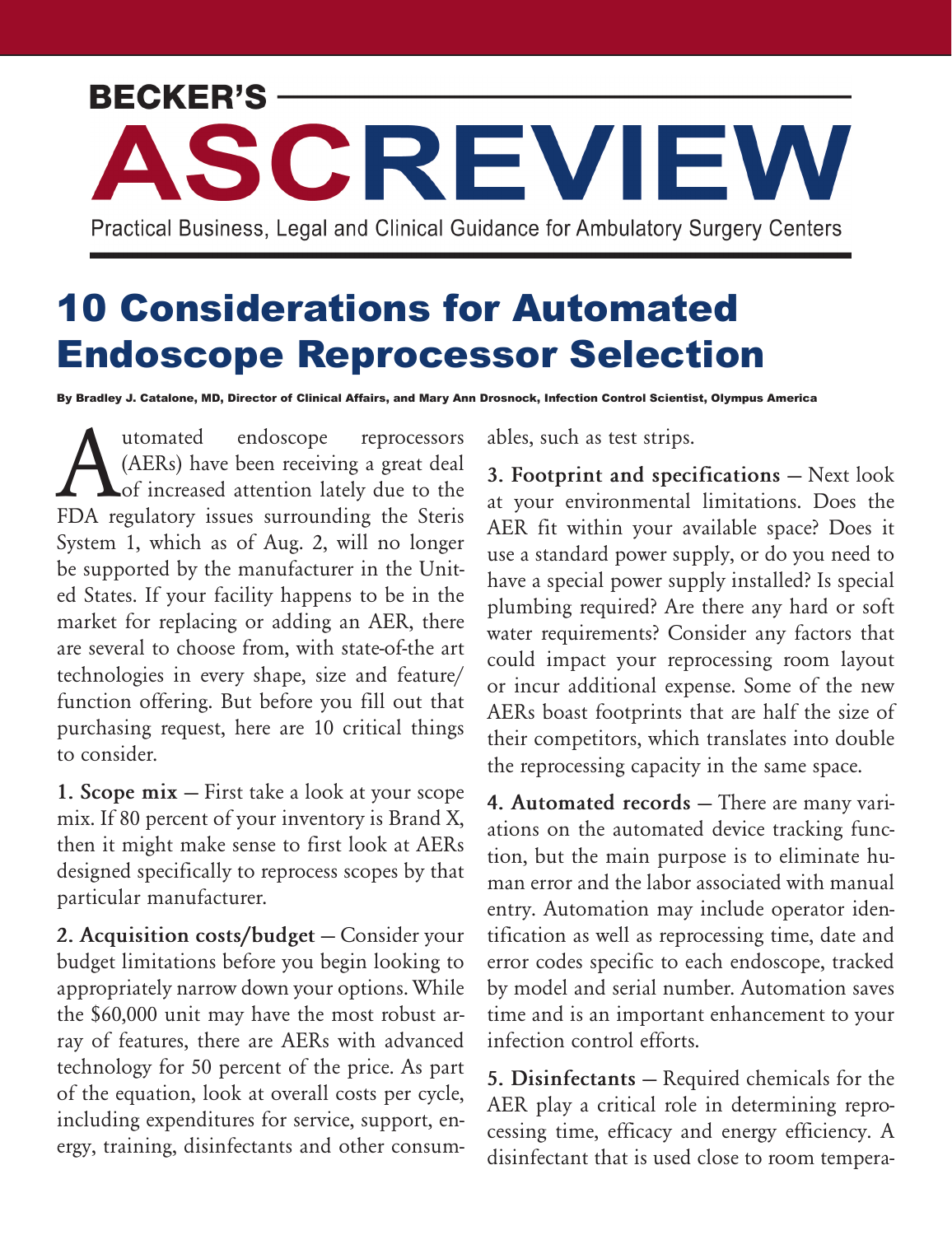# BECKER'S ASC REVIEW

Practical Business, Legal and Clinical Guidance for Ambulatory Surgery Centers

## 10 Considerations for Automated Endoscope Reprocessor Selection

**By Bradley J. Catalone, MD, Director of Clinical Affairs, and Mary Ann Drosnock, Infection Control Scientist, Olympus America**

Automated endoscope reprocessors (AERs) have been receiving a great deal of increased attention lately due to the FDA regulatory issues surrounding the Steris System 1, which as of Aug. 2, will no longer be supported by the manufacturer in the United States. If your facility happens to be in the market for replacing or adding an AER, there are several to choose from, with state-of-the art technologies in every shape, size and feature/function offering. But before you fill out that purchasing request, here are 10 critical things to consider.

**1. Scope mix** — First take a look at your scope mix. If 80 percent of your inventory is Brand X, then it might make sense to first look at AERs designed specifically to reprocess scopes by that particular manufacturer.

**2. Acquisition costs/budget** — Consider your budget limitations before you begin looking to appropriately narrow down your options. While the $60,000 unit may have the most robust array of features, there are AERs with advanced technology for 50 percent of the price. As part of the equation, look at overall costs per cycle, including expenditures for service, support, energy, training, disinfectants and other consumables, such as test strips.

**3. Footprint and specifications** — Next look at your environmental limitations. Does the AER fit within your available space? Does it use a standard power supply, or do you need to have a special power supply installed? Is special plumbing required? Are there any hard or soft water requirements? Consider any factors that could impact your reprocessing room layout or incur additional expense. Some of the new AERs boast footprints that are half the size of their competitors, which translates into double the reprocessing capacity in the same space.

**4. Automated records** — There are many variations on the automated device tracking function, but the main purpose is to eliminate human error and the labor associated with manual entry. Automation may include operator identification as well as reprocessing time, date and error codes specific to each endoscope, tracked by model and serial number. Automation saves time and is an important enhancement to your infection control efforts.

**5. Disinfectants** — Required chemicals for the AER play a critical role in determining reprocessing time, efficacy and energy efficiency. A disinfectant that is used close to room tempera-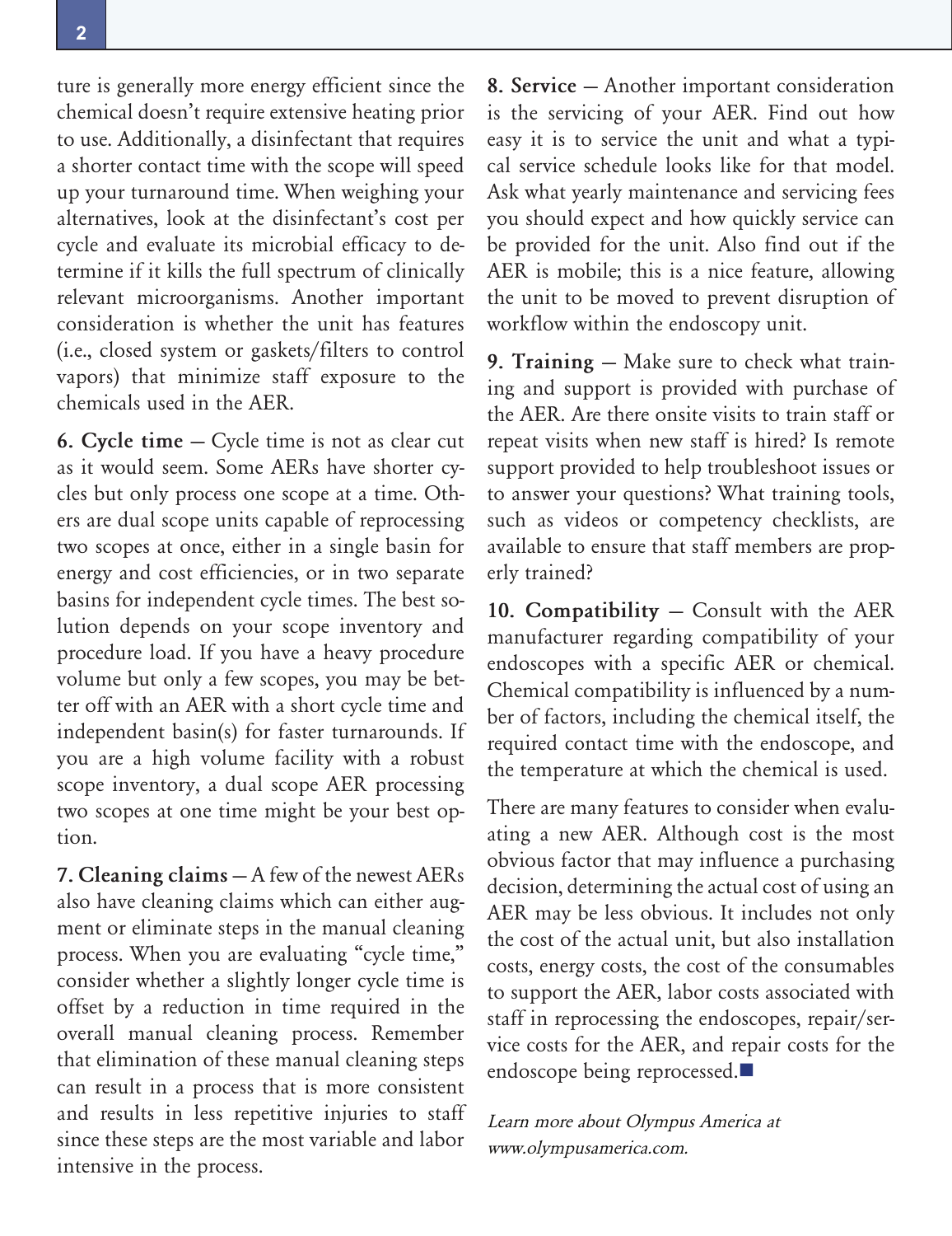ture is generally more energy efficient since the chemical doesn't require extensive heating prior to use. Additionally, a disinfectant that requires a shorter contact time with the scope will speed up your turnaround time. When weighing your alternatives, look at the disinfectant's cost per cycle and evaluate its microbial efficacy to determine if it kills the full spectrum of clinically relevant microorganisms. Another important consideration is whether the unit has features (i.e., closed system or gaskets/filters to control vapors) that minimize staff exposure to the chemicals used in the AER.

**6. Cycle time** — Cycle time is not as clear cut as it would seem. Some AERs have shorter cycles but only process one scope at a time. Others are dual scope units capable of reprocessing two scopes at once, either in a single basin for energy and cost efficiencies, or in two separate basins for independent cycle times. The best solution depends on your scope inventory and procedure load. If you have a heavy procedure volume but only a few scopes, you may be better off with an AER with a short cycle time and independent basin(s) for faster turnarounds. If you are a high volume facility with a robust scope inventory, a dual scope AER processing two scopes at one time might be your best option.

**7. Cleaning claims** — A few of the newest AERs also have cleaning claims which can either augment or eliminate steps in the manual cleaning process. When you are evaluating "cycle time," consider whether a slightly longer cycle time is offset by a reduction in time required in the overall manual cleaning process. Remember that elimination of these manual cleaning steps can result in a process that is more consistent and results in less repetitive injuries to staff since these steps are the most variable and labor intensive in the process.

**8. Service** — Another important consideration is the servicing of your AER. Find out how easy it is to service the unit and what a typical service schedule looks like for that model. Ask what yearly maintenance and servicing fees you should expect and how quickly service can be provided for the unit. Also find out if the AER is mobile; this is a nice feature, allowing the unit to be moved to prevent disruption of workflow within the endoscopy unit.

**9. Training** — Make sure to check what training and support is provided with purchase of the AER. Are there onsite visits to train staff or repeat visits when new staff is hired? Is remote support provided to help troubleshoot issues or to answer your questions? What training tools, such as videos or competency checklists, are available to ensure that staff members are properly trained?

**10. Compatibility** — Consult with the AER manufacturer regarding compatibility of your endoscopes with a specific AER or chemical. Chemical compatibility is influenced by a number of factors, including the chemical itself, the required contact time with the endoscope, and the temperature at which the chemical is used.

There are many features to consider when evaluating a new AER. Although cost is the most obvious factor that may influence a purchasing decision, determining the actual cost of using an AER may be less obvious. It includes not only the cost of the actual unit, but also installation costs, energy costs, the cost of the consumables to support the AER, labor costs associated with staff in reprocessing the endoscopes, repair/service costs for the AER, and repair costs for the endoscope being reprocessed.■

*Learn more about Olympus America at www.olympusamerica.com.*